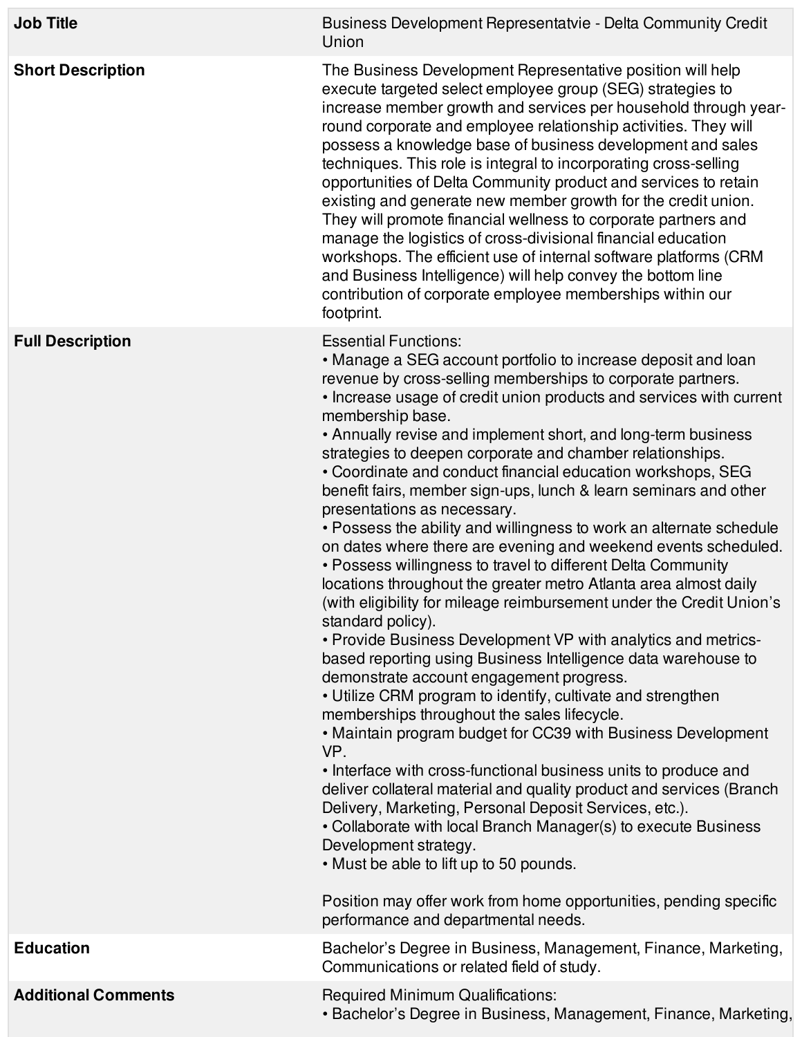| | |
|---|---|
| **Job Title** | Business Development Representatvie - Delta Community Credit Union |
| **Short Description** | The Business Development Representative position will help execute targeted select employee group (SEG) strategies to increase member growth and services per household through year-round corporate and employee relationship activities. They will possess a knowledge base of business development and sales techniques. This role is integral to incorporating cross-selling opportunities of Delta Community product and services to retain existing and generate new member growth for the credit union. They will promote financial wellness to corporate partners and manage the logistics of cross-divisional financial education workshops. The efficient use of internal software platforms (CRM and Business Intelligence) will help convey the bottom line contribution of corporate employee memberships within our footprint. |
| **Full Description** | Essential Functions:<br>• Manage a SEG account portfolio to increase deposit and loan revenue by cross-selling memberships to corporate partners.<br>• Increase usage of credit union products and services with current membership base.<br>• Annually revise and implement short, and long-term business strategies to deepen corporate and chamber relationships.<br>• Coordinate and conduct financial education workshops, SEG benefit fairs, member sign-ups, lunch & learn seminars and other presentations as necessary.<br>• Possess the ability and willingness to work an alternate schedule on dates where there are evening and weekend events scheduled.<br>• Possess willingness to travel to different Delta Community locations throughout the greater metro Atlanta area almost daily (with eligibility for mileage reimbursement under the Credit Union's standard policy).<br>• Provide Business Development VP with analytics and metrics-based reporting using Business Intelligence data warehouse to demonstrate account engagement progress.<br>• Utilize CRM program to identify, cultivate and strengthen memberships throughout the sales lifecycle.<br>• Maintain program budget for CC39 with Business Development VP.<br>• Interface with cross-functional business units to produce and deliver collateral material and quality product and services (Branch Delivery, Marketing, Personal Deposit Services, etc.).<br>• Collaborate with local Branch Manager(s) to execute Business Development strategy.<br>• Must be able to lift up to 50 pounds.<br><br>Position may offer work from home opportunities, pending specific performance and departmental needs. |
| **Education** | Bachelor's Degree in Business, Management, Finance, Marketing, Communications or related field of study. |
| **Additional Comments** | Required Minimum Qualifications:<br>• Bachelor's Degree in Business, Management, Finance, Marketing, |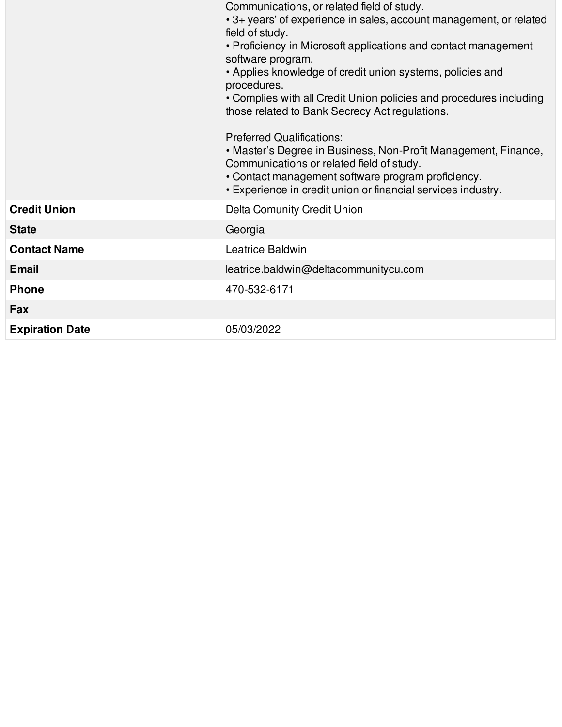| | |
|---|---|
| | Communications, or related field of study.<br>• 3+ years' of experience in sales, account management, or related field of study.<br>• Proficiency in Microsoft applications and contact management software program.<br>• Applies knowledge of credit union systems, policies and procedures.<br>• Complies with all Credit Union policies and procedures including those related to Bank Secrecy Act regulations.<br><br>Preferred Qualifications:<br>• Master's Degree in Business, Non-Profit Management, Finance, Communications or related field of study.<br>• Contact management software program proficiency.<br>• Experience in credit union or financial services industry. |
| **Credit Union** | Delta Comunity Credit Union |
| **State** | Georgia |
| **Contact Name** | Leatrice Baldwin |
| **Email** | leatrice.baldwin@deltacommunitycu.com |
| **Phone** | 470-532-6171 |
| **Fax** | |
| **Expiration Date** | 05/03/2022 |